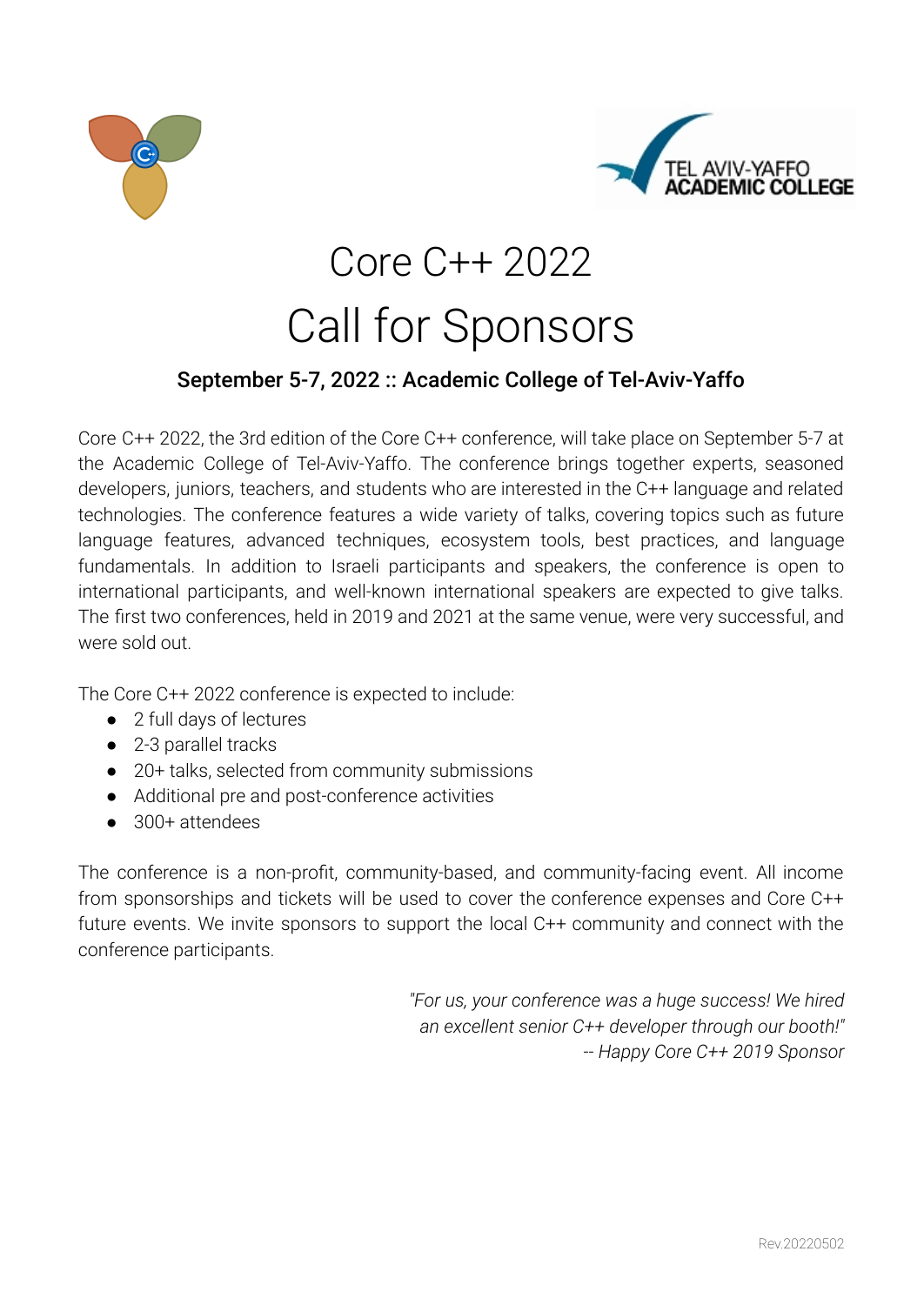# Core C++ 2022

# Call for Sponsors

**September 5-7, 2022 :: Academic College of Tel-Aviv-Yaffo**

Core C++ 2022, the 3rd edition of the Core C++ conference, will take place on September 5-7 at the Academic College of Tel-Aviv-Yaffo. The conference brings together experts, seasoned developers, juniors, teachers, and students who are interested in the C++ language and related technologies. The conference features a wide variety of talks, covering topics such as future language features, advanced techniques, ecosystem tools, best practices, and language fundamentals. In addition to Israeli participants and speakers, the conference is open to international participants, and well-known international speakers are expected to give talks. The first two conferences, held in 2019 and 2021 at the same venue, were very successful, and were sold out.

The Core C++ 2022 conference is expected to include:

- 2 full days of lectures
- 2-3 parallel tracks
- 20+ talks, selected from community submissions
- Additional pre and post-conference activities
- 300+ attendees

The conference is a non-profit, community-based, and community-facing event. All income from sponsorships and tickets will be used to cover the conference expenses and Core C++ future events. We invite sponsors to support the local C++ community and connect with the conference participants.

*"For us, your conference was a huge success! We hired an excellent senior C++ developer through our booth!"*
*-- Happy Core C++ 2019 Sponsor*

Rev.20220502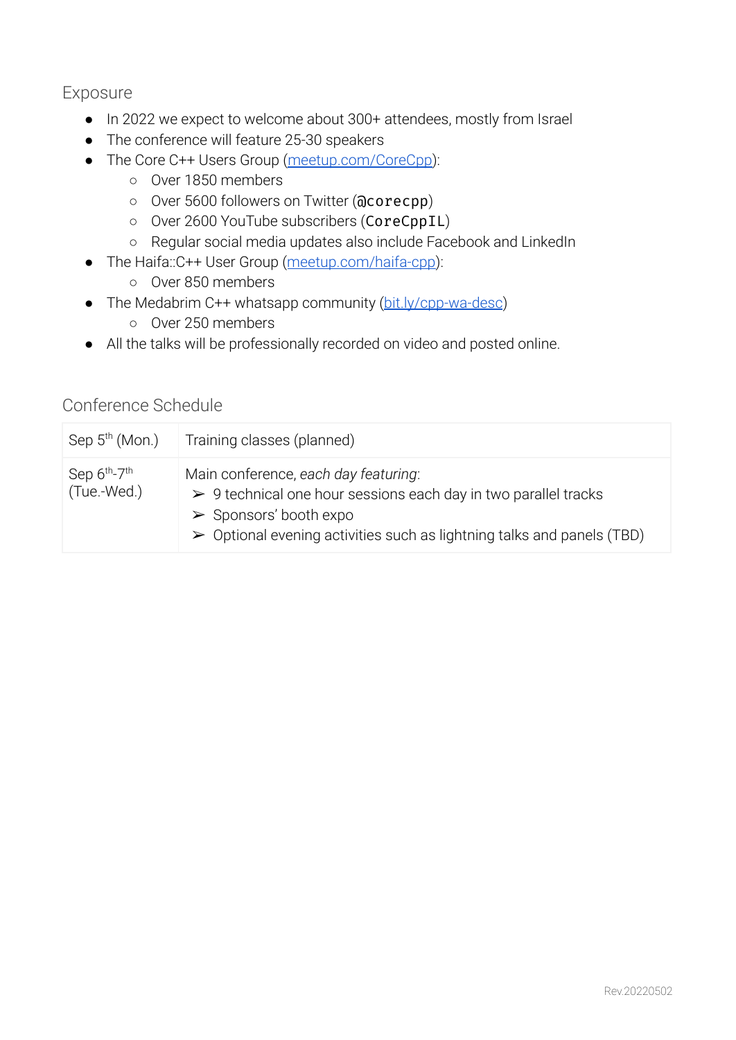## Exposure

- In 2022 we expect to welcome about 300+ attendees, mostly from Israel
- The conference will feature 25-30 speakers
- The Core C++ Users Group (meetup.com/CoreCpp):
  - Over 1850 members
  - Over 5600 followers on Twitter (`@corecpp`)
  - Over 2600 YouTube subscribers (`CoreCppIL`)
  - Regular social media updates also include Facebook and LinkedIn
- The Haifa::C++ User Group (meetup.com/haifa-cpp):
  - Over 850 members
- The Medabrim C++ whatsapp community (bit.ly/cpp-wa-desc)
  - Over 250 members
- All the talks will be professionally recorded on video and posted online.

## Conference Schedule

| | |
|---|---|
| Sep 5th (Mon.) | Training classes (planned) |
| Sep 6th-7th (Tue.-Wed.) | Main conference, *each day featuring*:<br>➢ 9 technical one hour sessions each day in two parallel tracks<br>➢ Sponsors' booth expo<br>➢ Optional evening activities such as lightning talks and panels (TBD) |

Rev.20220502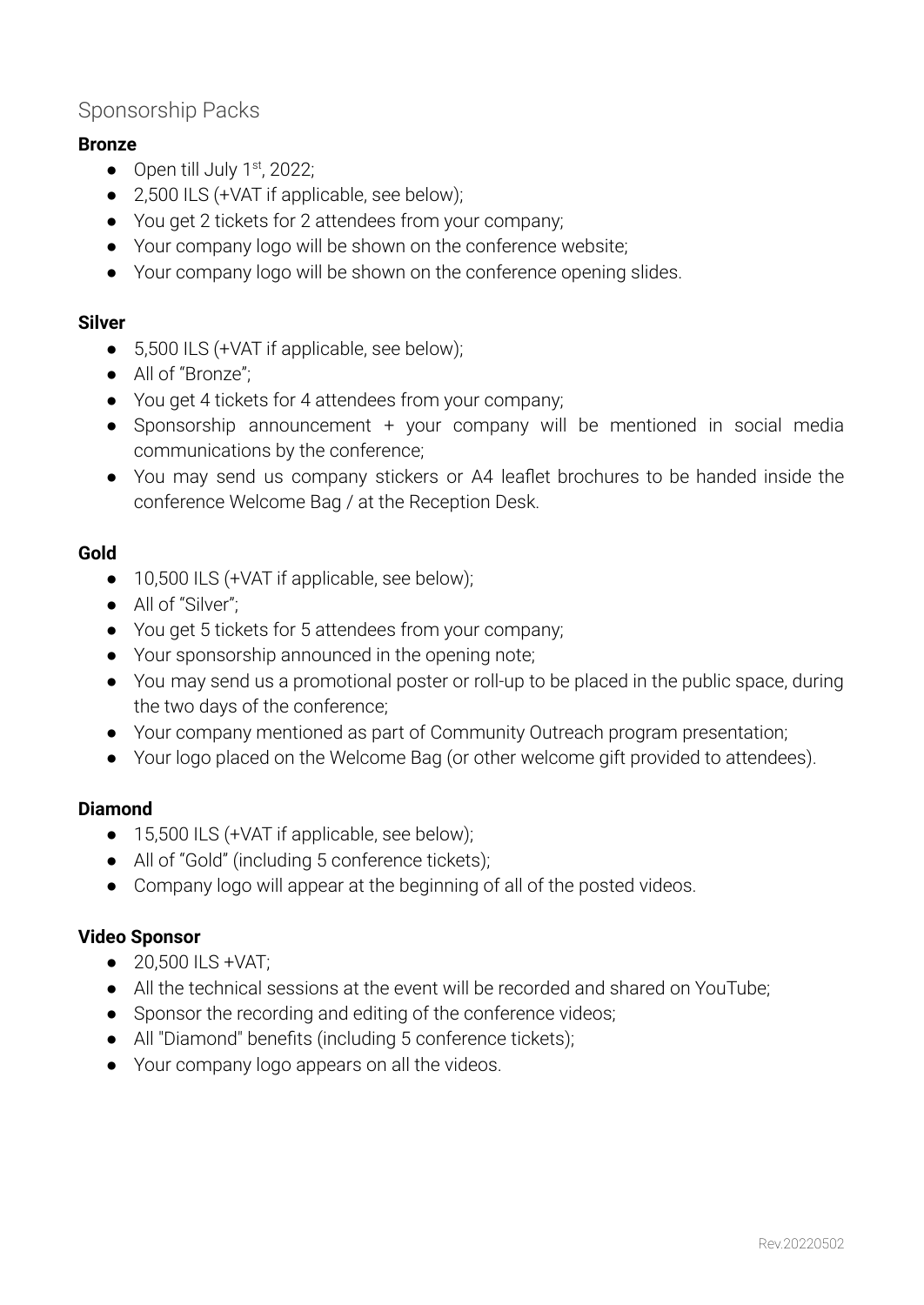## Sponsorship Packs

### Bronze

- Open till July 1st, 2022;
- 2,500 ILS (+VAT if applicable, see below);
- You get 2 tickets for 2 attendees from your company;
- Your company logo will be shown on the conference website;
- Your company logo will be shown on the conference opening slides.

### Silver

- 5,500 ILS (+VAT if applicable, see below);
- All of "Bronze";
- You get 4 tickets for 4 attendees from your company;
- Sponsorship announcement + your company will be mentioned in social media communications by the conference;
- You may send us company stickers or A4 leaflet brochures to be handed inside the conference Welcome Bag / at the Reception Desk.

### Gold

- 10,500 ILS (+VAT if applicable, see below);
- All of "Silver";
- You get 5 tickets for 5 attendees from your company;
- Your sponsorship announced in the opening note;
- You may send us a promotional poster or roll-up to be placed in the public space, during the two days of the conference;
- Your company mentioned as part of Community Outreach program presentation;
- Your logo placed on the Welcome Bag (or other welcome gift provided to attendees).

### Diamond

- 15,500 ILS (+VAT if applicable, see below);
- All of "Gold" (including 5 conference tickets);
- Company logo will appear at the beginning of all of the posted videos.

### Video Sponsor

- 20,500 ILS +VAT;
- All the technical sessions at the event will be recorded and shared on YouTube;
- Sponsor the recording and editing of the conference videos;
- All "Diamond" benefits (including 5 conference tickets);
- Your company logo appears on all the videos.

Rev.20220502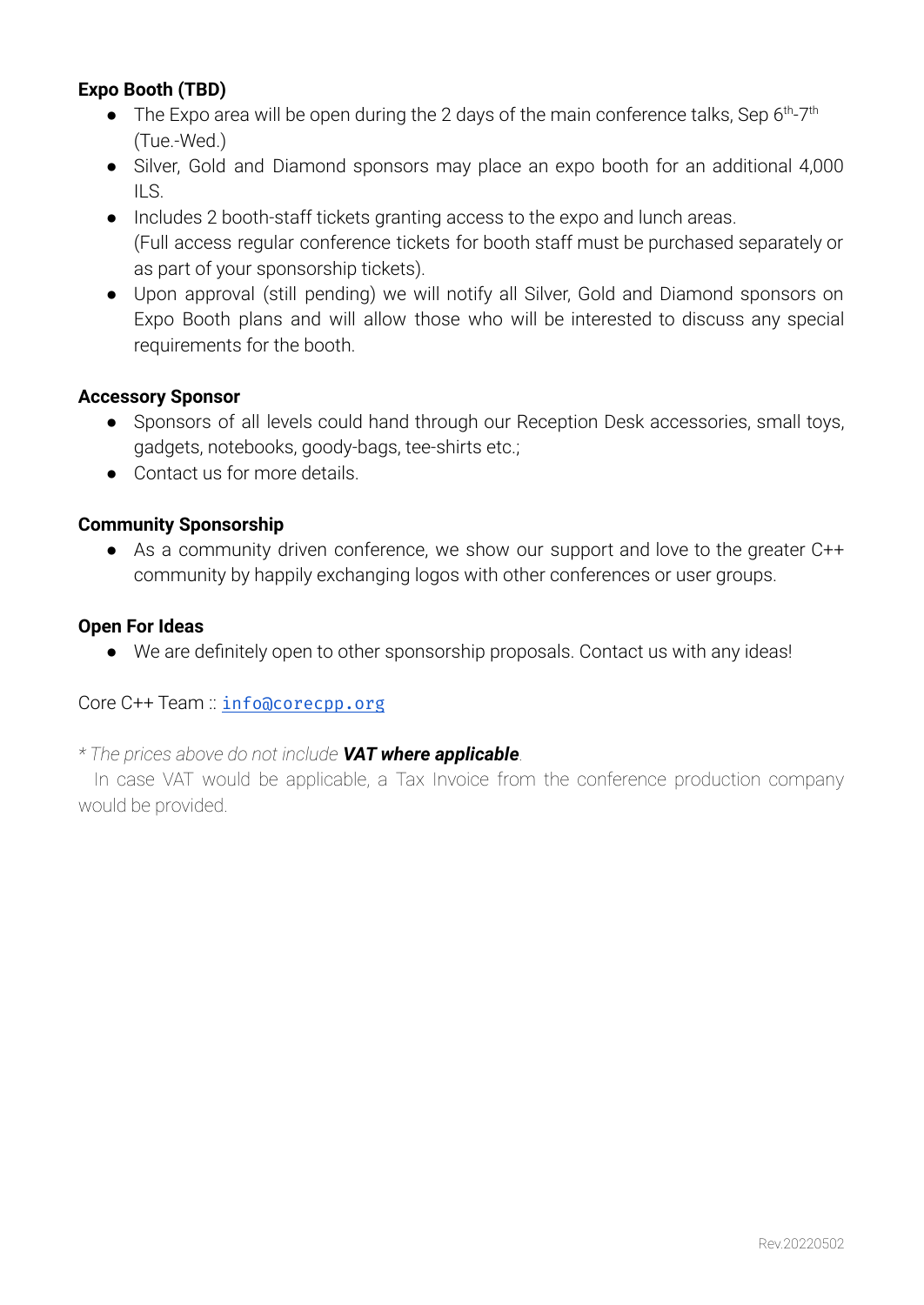**Expo Booth (TBD)**

- The Expo area will be open during the 2 days of the main conference talks, Sep 6th-7th (Tue.-Wed.)
- Silver, Gold and Diamond sponsors may place an expo booth for an additional 4,000 ILS.
- Includes 2 booth-staff tickets granting access to the expo and lunch areas.
  (Full access regular conference tickets for booth staff must be purchased separately or as part of your sponsorship tickets).
- Upon approval (still pending) we will notify all Silver, Gold and Diamond sponsors on Expo Booth plans and will allow those who will be interested to discuss any special requirements for the booth.

**Accessory Sponsor**

- Sponsors of all levels could hand through our Reception Desk accessories, small toys, gadgets, notebooks, goody-bags, tee-shirts etc.;
- Contact us for more details.

**Community Sponsorship**

- As a community driven conference, we show our support and love to the greater C++ community by happily exchanging logos with other conferences or user groups.

**Open For Ideas**

- We are definitely open to other sponsorship proposals. Contact us with any ideas!

Core C++ Team :: info@corecpp.org

*\* The prices above do not include **VAT where applicable**.*
In case VAT would be applicable, a Tax Invoice from the conference production company would be provided.

Rev.20220502